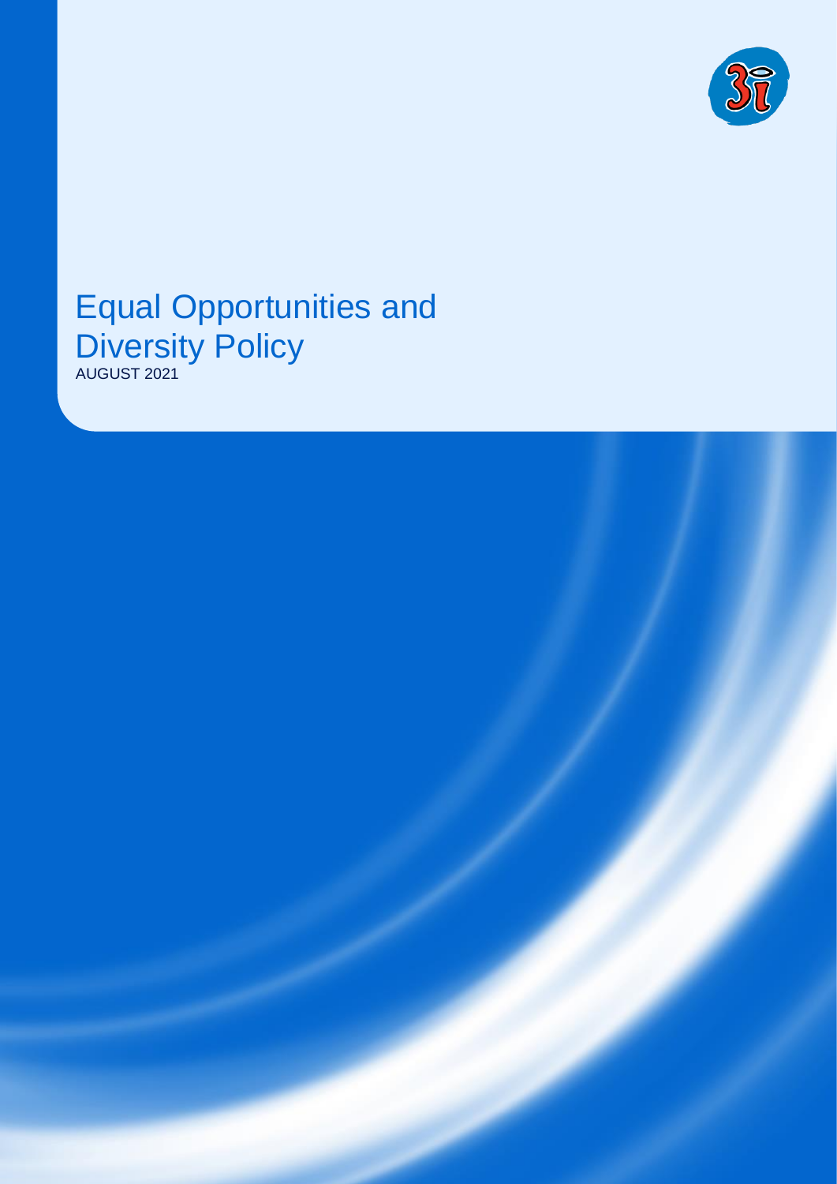# Equal Opportunities and Diversity Policy

AUGUST 2021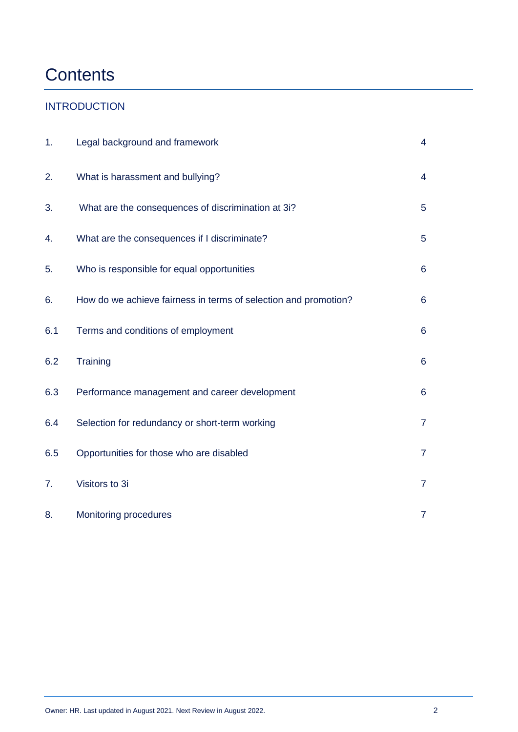# Contents

## INTRODUCTION

| | | |
|---|---|---|
| 1. | Legal background and framework | 4 |
| 2. | What is harassment and bullying? | 4 |
| 3. | What are the consequences of discrimination at 3i? | 5 |
| 4. | What are the consequences if I discriminate? | 5 |
| 5. | Who is responsible for equal opportunities | 6 |
| 6. | How do we achieve fairness in terms of selection and promotion? | 6 |
| 6.1 | Terms and conditions of employment | 6 |
| 6.2 | Training | 6 |
| 6.3 | Performance management and career development | 6 |
| 6.4 | Selection for redundancy or short-term working | 7 |
| 6.5 | Opportunities for those who are disabled | 7 |
| 7. | Visitors to 3i | 7 |
| 8. | Monitoring procedures | 7 |

Owner: HR. Last updated in August 2021. Next Review in August 2022.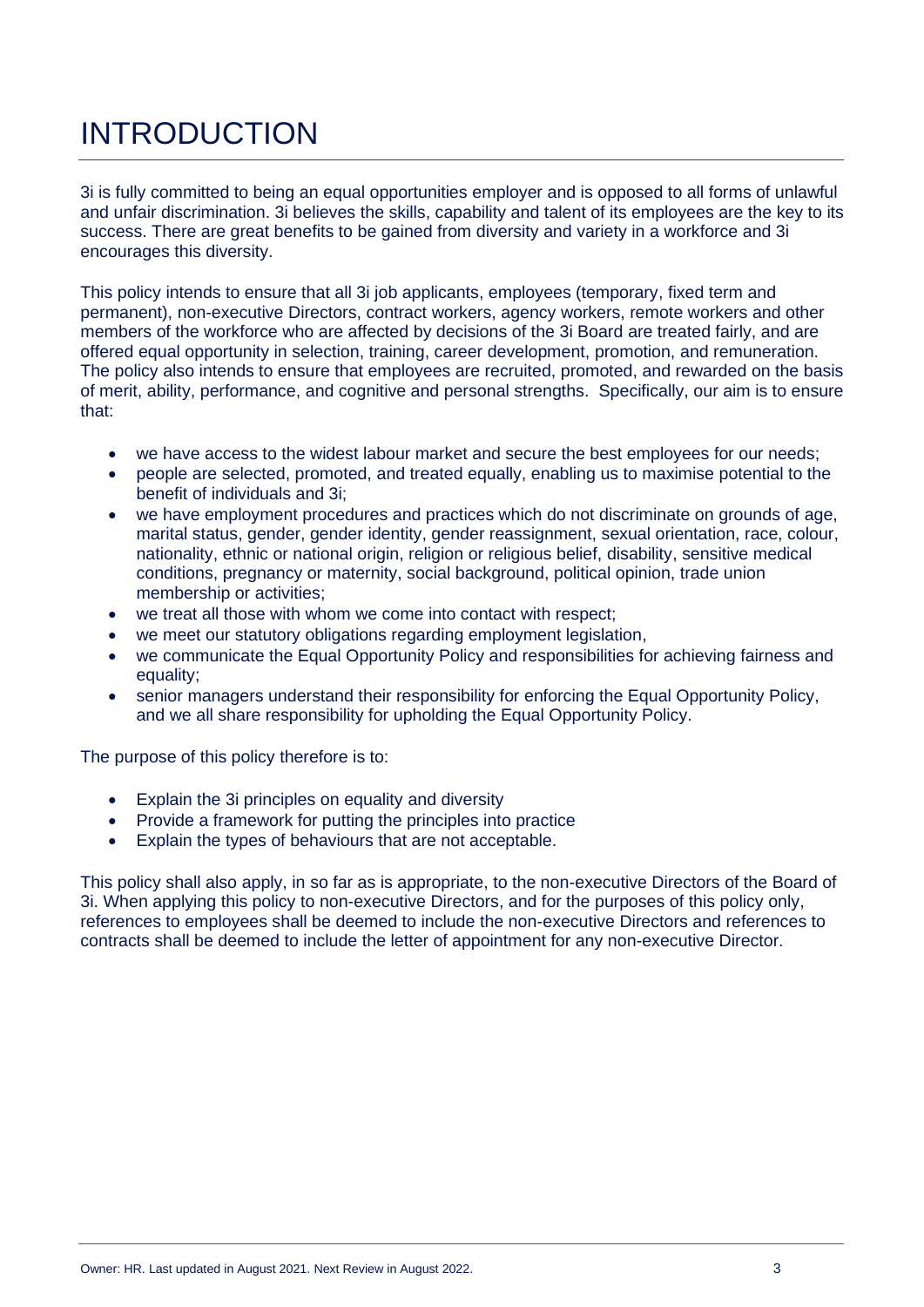# INTRODUCTION

3i is fully committed to being an equal opportunities employer and is opposed to all forms of unlawful and unfair discrimination. 3i believes the skills, capability and talent of its employees are the key to its success. There are great benefits to be gained from diversity and variety in a workforce and 3i encourages this diversity.

This policy intends to ensure that all 3i job applicants, employees (temporary, fixed term and permanent), non-executive Directors, contract workers, agency workers, remote workers and other members of the workforce who are affected by decisions of the 3i Board are treated fairly, and are offered equal opportunity in selection, training, career development, promotion, and remuneration. The policy also intends to ensure that employees are recruited, promoted, and rewarded on the basis of merit, ability, performance, and cognitive and personal strengths. Specifically, our aim is to ensure that:

- we have access to the widest labour market and secure the best employees for our needs;
- people are selected, promoted, and treated equally, enabling us to maximise potential to the benefit of individuals and 3i;
- we have employment procedures and practices which do not discriminate on grounds of age, marital status, gender, gender identity, gender reassignment, sexual orientation, race, colour, nationality, ethnic or national origin, religion or religious belief, disability, sensitive medical conditions, pregnancy or maternity, social background, political opinion, trade union membership or activities;
- we treat all those with whom we come into contact with respect;
- we meet our statutory obligations regarding employment legislation,
- we communicate the Equal Opportunity Policy and responsibilities for achieving fairness and equality;
- senior managers understand their responsibility for enforcing the Equal Opportunity Policy, and we all share responsibility for upholding the Equal Opportunity Policy.

The purpose of this policy therefore is to:

- Explain the 3i principles on equality and diversity
- Provide a framework for putting the principles into practice
- Explain the types of behaviours that are not acceptable.

This policy shall also apply, in so far as is appropriate, to the non-executive Directors of the Board of 3i. When applying this policy to non-executive Directors, and for the purposes of this policy only, references to employees shall be deemed to include the non-executive Directors and references to contracts shall be deemed to include the letter of appointment for any non-executive Director.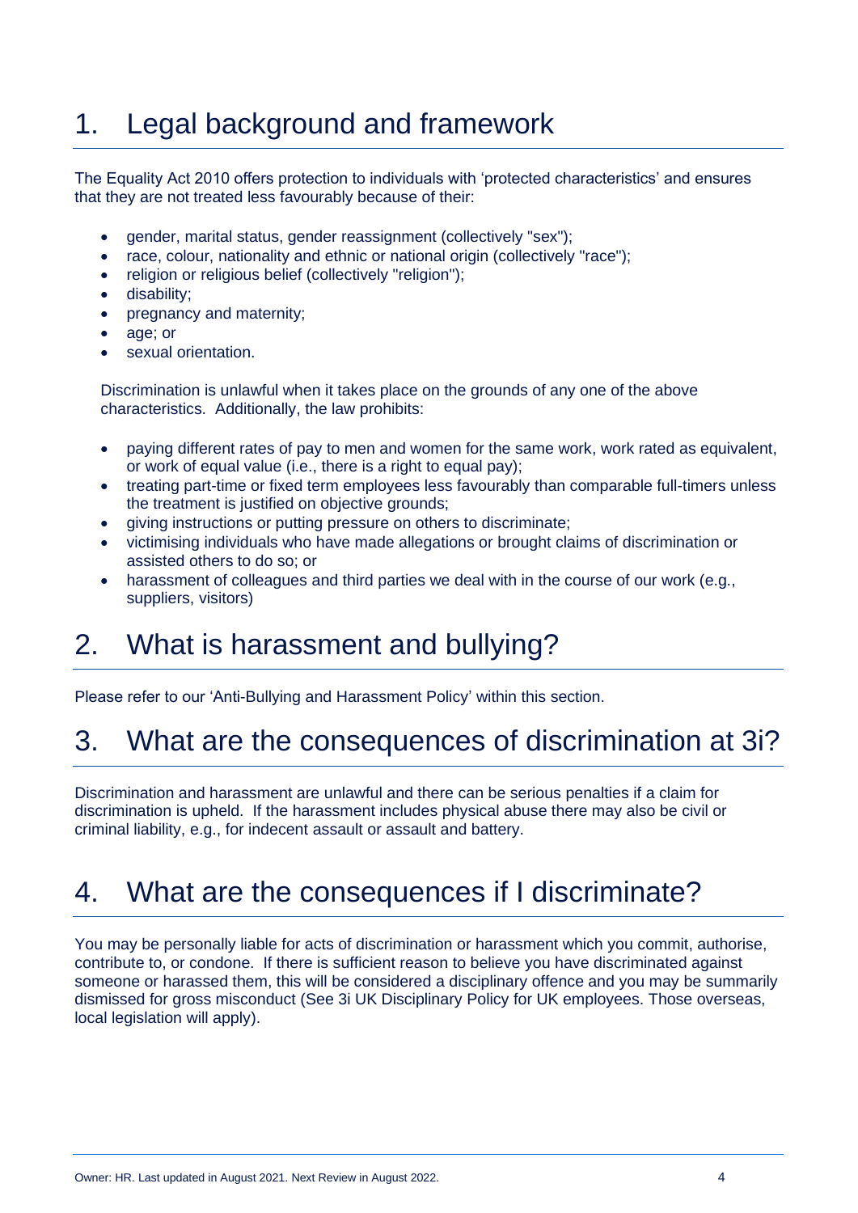# 1. Legal background and framework

The Equality Act 2010 offers protection to individuals with 'protected characteristics' and ensures that they are not treated less favourably because of their:

- gender, marital status, gender reassignment (collectively "sex");
- race, colour, nationality and ethnic or national origin (collectively "race");
- religion or religious belief (collectively "religion");
- disability;
- pregnancy and maternity;
- age; or
- sexual orientation.

Discrimination is unlawful when it takes place on the grounds of any one of the above characteristics. Additionally, the law prohibits:

- paying different rates of pay to men and women for the same work, work rated as equivalent, or work of equal value (i.e., there is a right to equal pay);
- treating part-time or fixed term employees less favourably than comparable full-timers unless the treatment is justified on objective grounds;
- giving instructions or putting pressure on others to discriminate;
- victimising individuals who have made allegations or brought claims of discrimination or assisted others to do so; or
- harassment of colleagues and third parties we deal with in the course of our work (e.g., suppliers, visitors)

# 2. What is harassment and bullying?

Please refer to our 'Anti-Bullying and Harassment Policy' within this section.

# 3. What are the consequences of discrimination at 3i?

Discrimination and harassment are unlawful and there can be serious penalties if a claim for discrimination is upheld. If the harassment includes physical abuse there may also be civil or criminal liability, e.g., for indecent assault or assault and battery.

# 4. What are the consequences if I discriminate?

You may be personally liable for acts of discrimination or harassment which you commit, authorise, contribute to, or condone. If there is sufficient reason to believe you have discriminated against someone or harassed them, this will be considered a disciplinary offence and you may be summarily dismissed for gross misconduct (See 3i UK Disciplinary Policy for UK employees. Those overseas, local legislation will apply).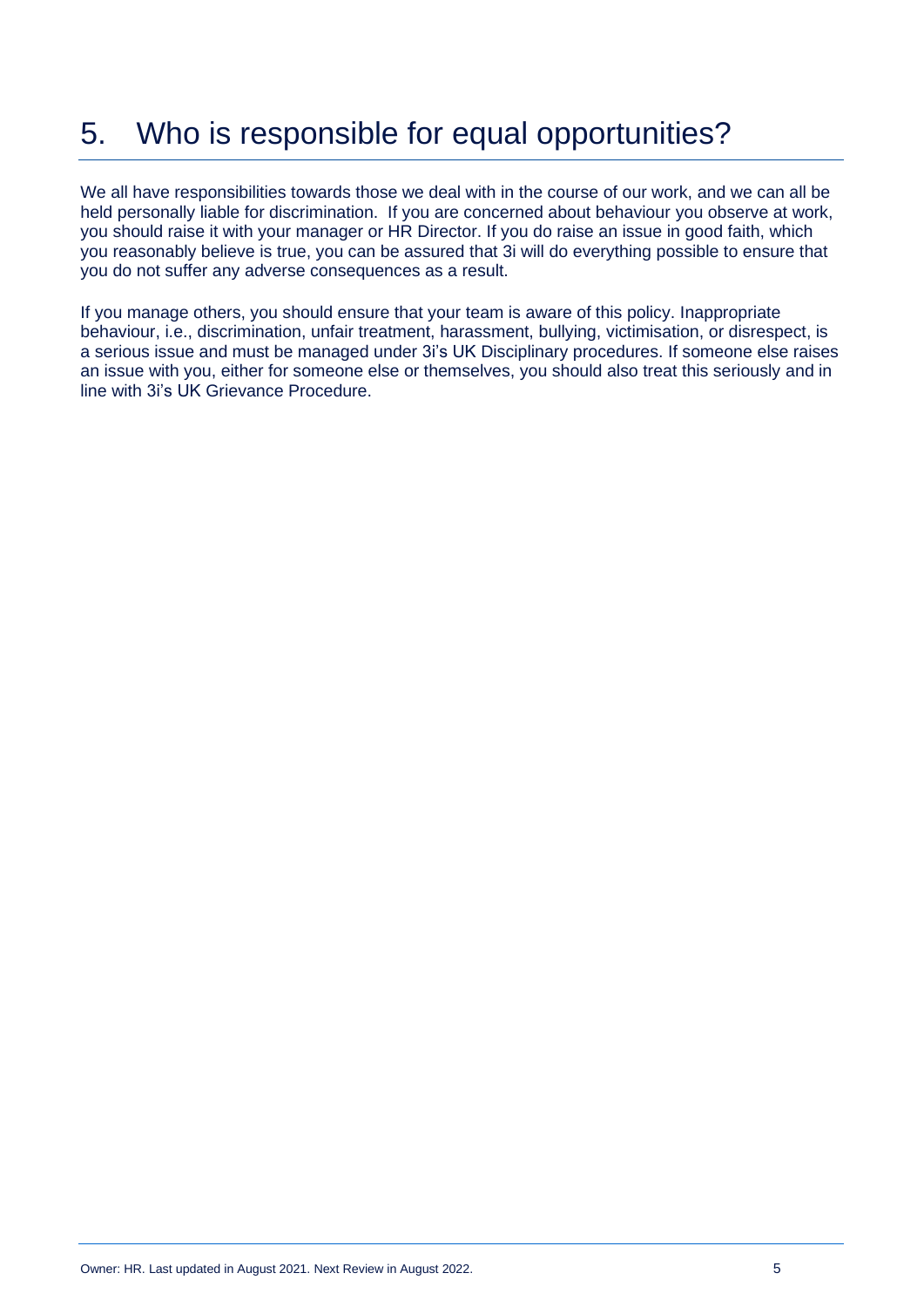# 5. Who is responsible for equal opportunities?

We all have responsibilities towards those we deal with in the course of our work, and we can all be held personally liable for discrimination. If you are concerned about behaviour you observe at work, you should raise it with your manager or HR Director. If you do raise an issue in good faith, which you reasonably believe is true, you can be assured that 3i will do everything possible to ensure that you do not suffer any adverse consequences as a result.

If you manage others, you should ensure that your team is aware of this policy. Inappropriate behaviour, i.e., discrimination, unfair treatment, harassment, bullying, victimisation, or disrespect, is a serious issue and must be managed under 3i's UK Disciplinary procedures. If someone else raises an issue with you, either for someone else or themselves, you should also treat this seriously and in line with 3i's UK Grievance Procedure.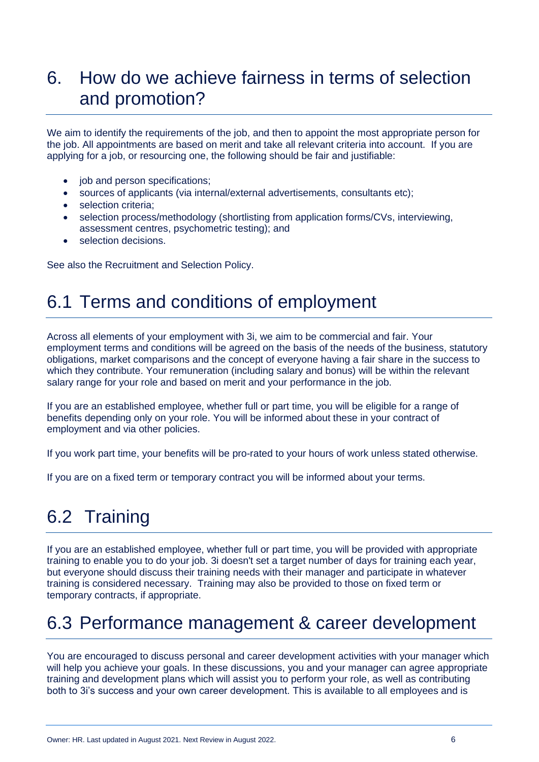# 6. How do we achieve fairness in terms of selection and promotion?

We aim to identify the requirements of the job, and then to appoint the most appropriate person for the job. All appointments are based on merit and take all relevant criteria into account. If you are applying for a job, or resourcing one, the following should be fair and justifiable:

- job and person specifications;
- sources of applicants (via internal/external advertisements, consultants etc);
- selection criteria;
- selection process/methodology (shortlisting from application forms/CVs, interviewing, assessment centres, psychometric testing); and
- selection decisions.

See also the Recruitment and Selection Policy.

## 6.1 Terms and conditions of employment

Across all elements of your employment with 3i, we aim to be commercial and fair. Your employment terms and conditions will be agreed on the basis of the needs of the business, statutory obligations, market comparisons and the concept of everyone having a fair share in the success to which they contribute. Your remuneration (including salary and bonus) will be within the relevant salary range for your role and based on merit and your performance in the job.

If you are an established employee, whether full or part time, you will be eligible for a range of benefits depending only on your role. You will be informed about these in your contract of employment and via other policies.

If you work part time, your benefits will be pro-rated to your hours of work unless stated otherwise.

If you are on a fixed term or temporary contract you will be informed about your terms.

## 6.2 Training

If you are an established employee, whether full or part time, you will be provided with appropriate training to enable you to do your job. 3i doesn't set a target number of days for training each year, but everyone should discuss their training needs with their manager and participate in whatever training is considered necessary. Training may also be provided to those on fixed term or temporary contracts, if appropriate.

## 6.3 Performance management & career development

You are encouraged to discuss personal and career development activities with your manager which will help you achieve your goals. In these discussions, you and your manager can agree appropriate training and development plans which will assist you to perform your role, as well as contributing both to 3i's success and your own career development. This is available to all employees and is

Owner: HR. Last updated in August 2021. Next Review in August 2022.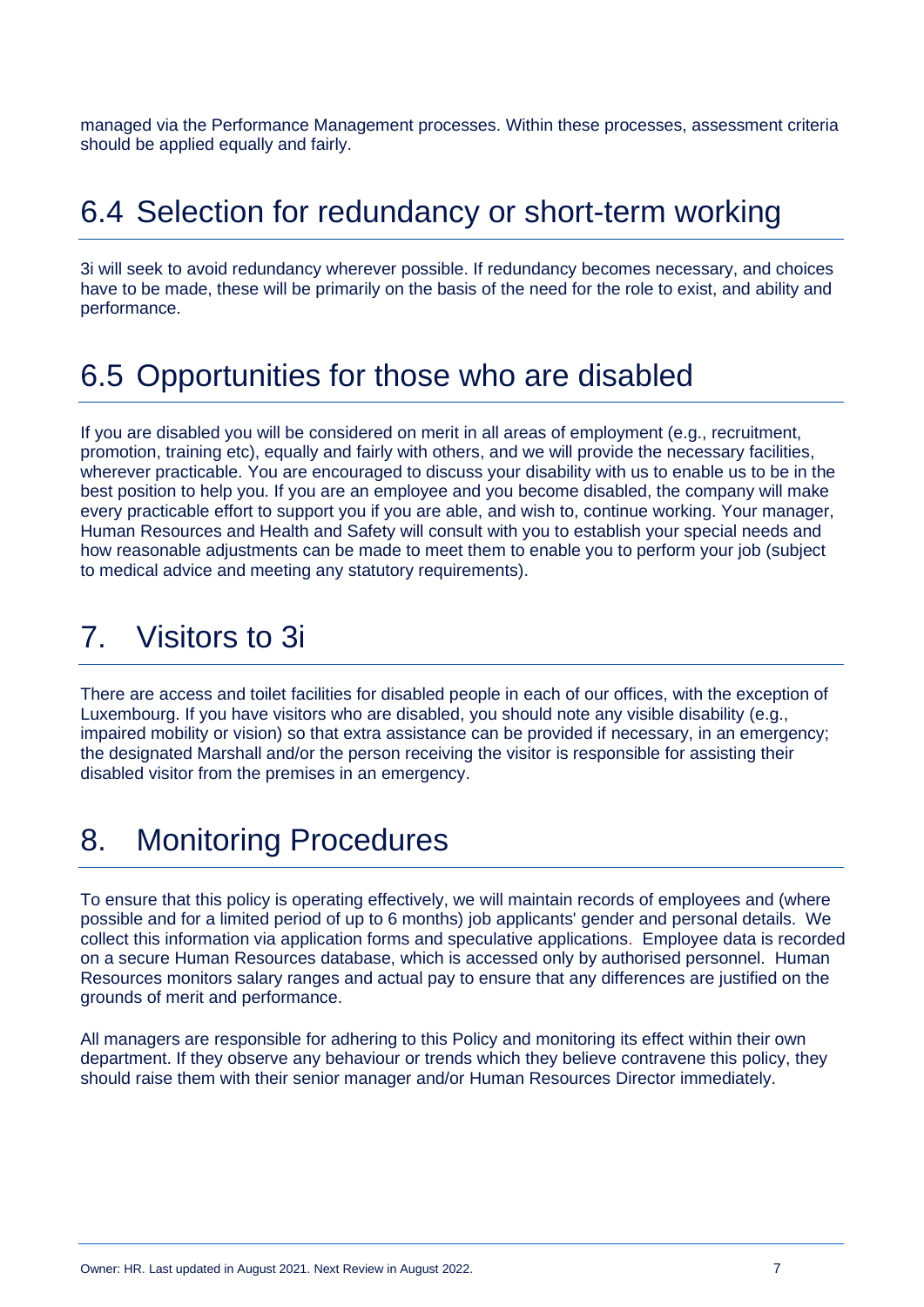managed via the Performance Management processes. Within these processes, assessment criteria should be applied equally and fairly.

## 6.4 Selection for redundancy or short-term working

3i will seek to avoid redundancy wherever possible. If redundancy becomes necessary, and choices have to be made, these will be primarily on the basis of the need for the role to exist, and ability and performance.

## 6.5 Opportunities for those who are disabled

If you are disabled you will be considered on merit in all areas of employment (e.g., recruitment, promotion, training etc), equally and fairly with others, and we will provide the necessary facilities, wherever practicable. You are encouraged to discuss your disability with us to enable us to be in the best position to help you. If you are an employee and you become disabled, the company will make every practicable effort to support you if you are able, and wish to, continue working. Your manager, Human Resources and Health and Safety will consult with you to establish your special needs and how reasonable adjustments can be made to meet them to enable you to perform your job (subject to medical advice and meeting any statutory requirements).

# 7. Visitors to 3i

There are access and toilet facilities for disabled people in each of our offices, with the exception of Luxembourg. If you have visitors who are disabled, you should note any visible disability (e.g., impaired mobility or vision) so that extra assistance can be provided if necessary, in an emergency; the designated Marshall and/or the person receiving the visitor is responsible for assisting their disabled visitor from the premises in an emergency.

# 8. Monitoring Procedures

To ensure that this policy is operating effectively, we will maintain records of employees and (where possible and for a limited period of up to 6 months) job applicants' gender and personal details. We collect this information via application forms and speculative applications. Employee data is recorded on a secure Human Resources database, which is accessed only by authorised personnel. Human Resources monitors salary ranges and actual pay to ensure that any differences are justified on the grounds of merit and performance.

All managers are responsible for adhering to this Policy and monitoring its effect within their own department. If they observe any behaviour or trends which they believe contravene this policy, they should raise them with their senior manager and/or Human Resources Director immediately.